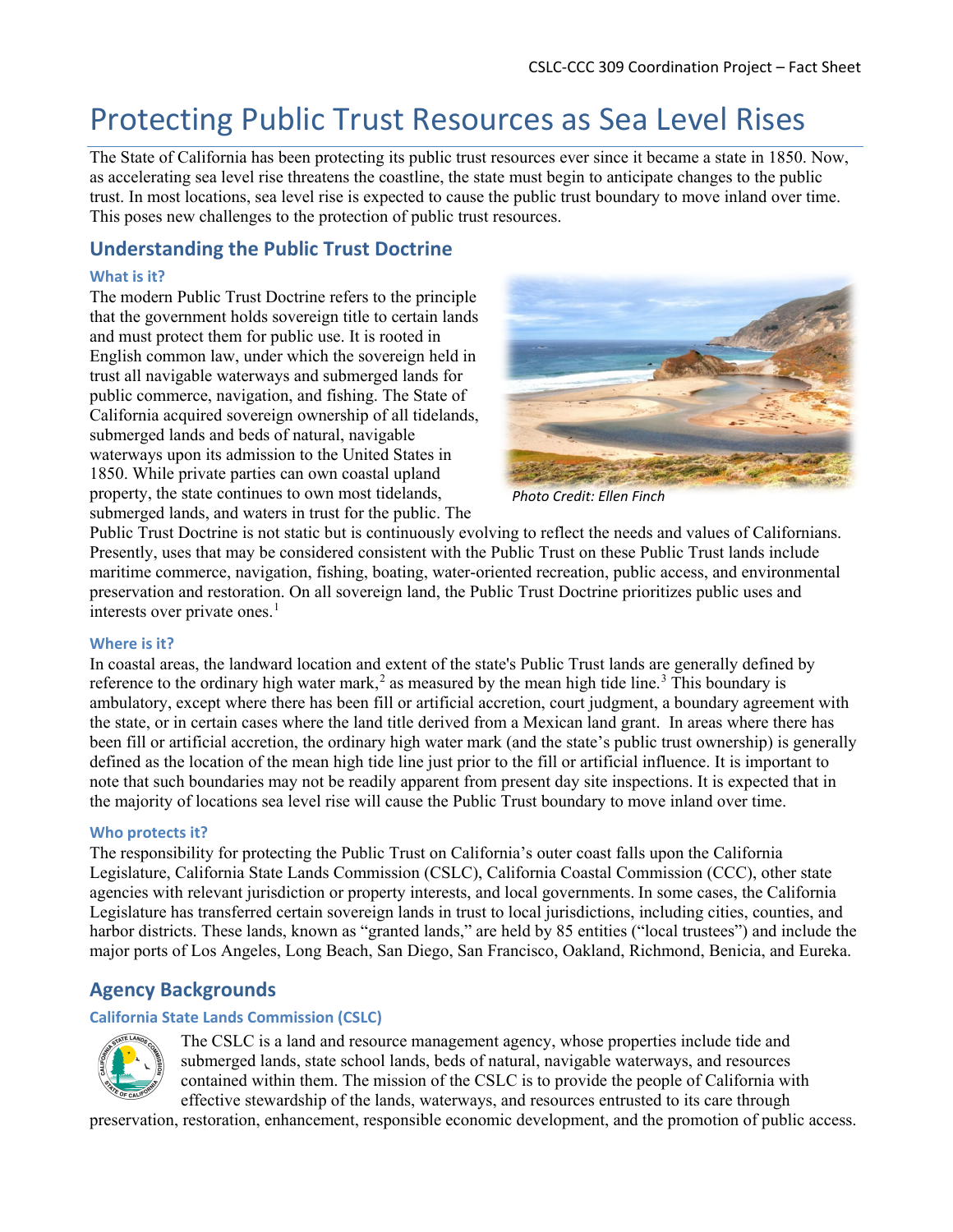# Protecting Public Trust Resources as Sea Level Rises

The State of California has been protecting its public trust resources ever since it became a state in 1850. Now, as accelerating sea level rise threatens the coastline, the state must begin to anticipate changes to the public trust. In most locations, sea level rise is expected to cause the public trust boundary to move inland over time. This poses new challenges to the protection of public trust resources.

## Understanding the Public Trust Doctrine

### What is it?

The modern Public Trust Doctrine refers to the principle that the government holds sovereign title to certain lands and must protect them for public use. It is rooted in English common law, under which the sovereign held in trust all navigable waterways and submerged lands for public commerce, navigation, and fishing. The State of California acquired sovereign ownership of all tidelands, submerged lands and beds of natural, navigable waterways upon its admission to the United States in 1850. While private parties can own coastal upland property, the state continues to own most tidelands, submerged lands, and waters in trust for the public. The Public Trust Doctrine is not static but is continuously evolving to reflect the needs and values of Californians. Presently, uses that may be considered consistent with the Public Trust on these Public Trust lands include maritime commerce, navigation, fishing, boating, water-oriented recreation, public access, and environmental preservation and restoration. On all sovereign land, the Public Trust Doctrine prioritizes public uses and interests over private ones.[1]

*Photo Credit: Ellen Finch*

### Where is it?

In coastal areas, the landward location and extent of the state's Public Trust lands are generally defined by reference to the ordinary high water mark,[2] as measured by the mean high tide line.[3] This boundary is ambulatory, except where there has been fill or artificial accretion, court judgment, a boundary agreement with the state, or in certain cases where the land title derived from a Mexican land grant. In areas where there has been fill or artificial accretion, the ordinary high water mark (and the state's public trust ownership) is generally defined as the location of the mean high tide line just prior to the fill or artificial influence. It is important to note that such boundaries may not be readily apparent from present day site inspections. It is expected that in the majority of locations sea level rise will cause the Public Trust boundary to move inland over time.

### Who protects it?

The responsibility for protecting the Public Trust on California's outer coast falls upon the California Legislature, California State Lands Commission (CSLC), California Coastal Commission (CCC), other state agencies with relevant jurisdiction or property interests, and local governments. In some cases, the California Legislature has transferred certain sovereign lands in trust to local jurisdictions, including cities, counties, and harbor districts. These lands, known as "granted lands," are held by 85 entities ("local trustees") and include the major ports of Los Angeles, Long Beach, San Diego, San Francisco, Oakland, Richmond, Benicia, and Eureka.

## Agency Backgrounds

### California State Lands Commission (CSLC)

The CSLC is a land and resource management agency, whose properties include tide and submerged lands, state school lands, beds of natural, navigable waterways, and resources contained within them. The mission of the CSLC is to provide the people of California with effective stewardship of the lands, waterways, and resources entrusted to its care through preservation, restoration, enhancement, responsible economic development, and the promotion of public access.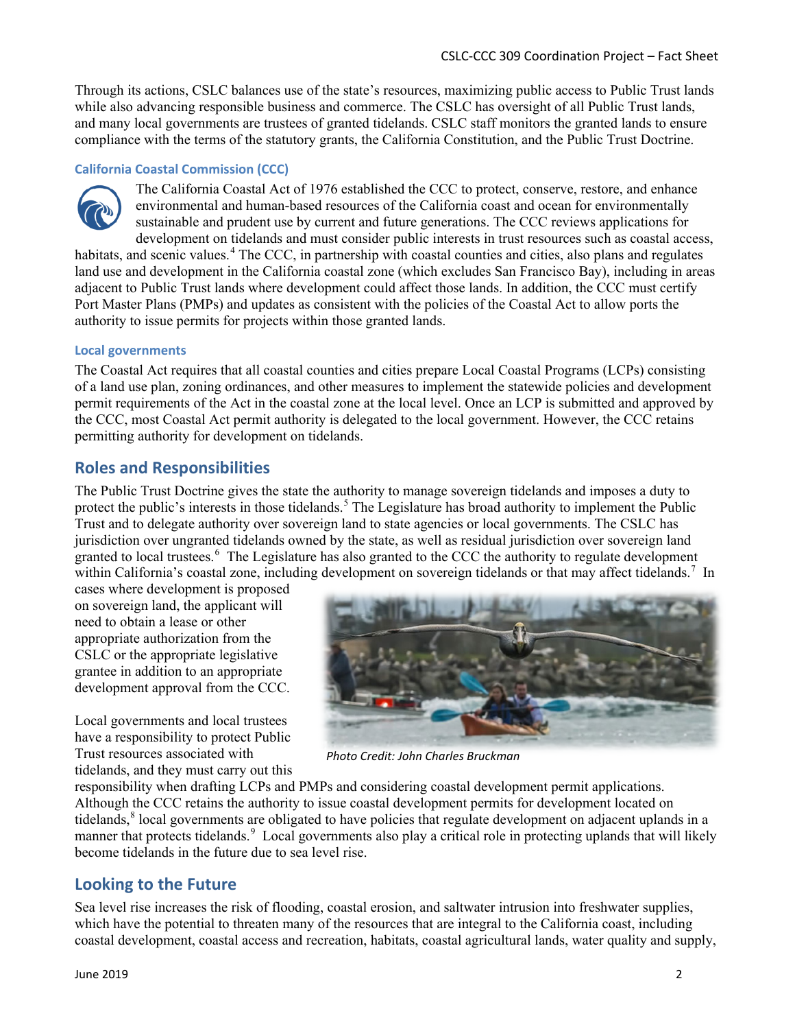Through its actions, CSLC balances use of the state's resources, maximizing public access to Public Trust lands while also advancing responsible business and commerce. The CSLC has oversight of all Public Trust lands, and many local governments are trustees of granted tidelands. CSLC staff monitors the granted lands to ensure compliance with the terms of the statutory grants, the California Constitution, and the Public Trust Doctrine.

### California Coastal Commission (CCC)

The California Coastal Act of 1976 established the CCC to protect, conserve, restore, and enhance environmental and human-based resources of the California coast and ocean for environmentally sustainable and prudent use by current and future generations. The CCC reviews applications for development on tidelands and must consider public interests in trust resources such as coastal access, habitats, and scenic values.[4] The CCC, in partnership with coastal counties and cities, also plans and regulates land use and development in the California coastal zone (which excludes San Francisco Bay), including in areas adjacent to Public Trust lands where development could affect those lands. In addition, the CCC must certify Port Master Plans (PMPs) and updates as consistent with the policies of the Coastal Act to allow ports the authority to issue permits for projects within those granted lands.

### Local governments

The Coastal Act requires that all coastal counties and cities prepare Local Coastal Programs (LCPs) consisting of a land use plan, zoning ordinances, and other measures to implement the statewide policies and development permit requirements of the Act in the coastal zone at the local level. Once an LCP is submitted and approved by the CCC, most Coastal Act permit authority is delegated to the local government. However, the CCC retains permitting authority for development on tidelands.

## Roles and Responsibilities

The Public Trust Doctrine gives the state the authority to manage sovereign tidelands and imposes a duty to protect the public's interests in those tidelands.[5] The Legislature has broad authority to implement the Public Trust and to delegate authority over sovereign land to state agencies or local governments. The CSLC has jurisdiction over ungranted tidelands owned by the state, as well as residual jurisdiction over sovereign land granted to local trustees.[6] The Legislature has also granted to the CCC the authority to regulate development within California's coastal zone, including development on sovereign tidelands or that may affect tidelands.[7] In cases where development is proposed on sovereign land, the applicant will need to obtain a lease or other appropriate authorization from the CSLC or the appropriate legislative grantee in addition to an appropriate development approval from the CCC.

*Photo Credit: John Charles Bruckman*

Local governments and local trustees have a responsibility to protect Public Trust resources associated with tidelands, and they must carry out this responsibility when drafting LCPs and PMPs and considering coastal development permit applications. Although the CCC retains the authority to issue coastal development permits for development located on tidelands,[8] local governments are obligated to have policies that regulate development on adjacent uplands in a manner that protects tidelands.[9] Local governments also play a critical role in protecting uplands that will likely become tidelands in the future due to sea level rise.

## Looking to the Future

Sea level rise increases the risk of flooding, coastal erosion, and saltwater intrusion into freshwater supplies, which have the potential to threaten many of the resources that are integral to the California coast, including coastal development, coastal access and recreation, habitats, coastal agricultural lands, water quality and supply,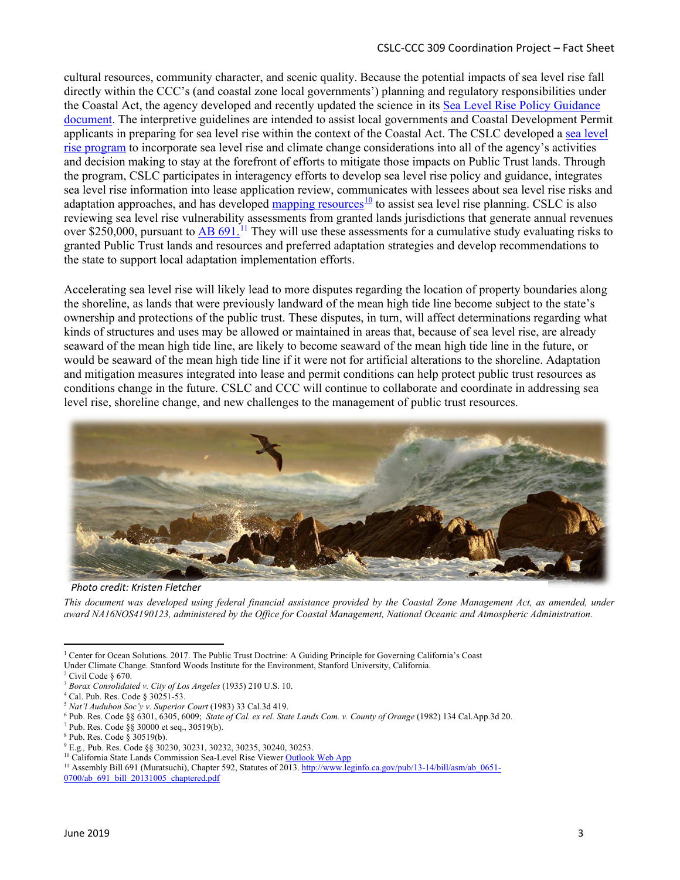cultural resources, community character, and scenic quality. Because the potential impacts of sea level rise fall directly within the CCC's (and coastal zone local governments') planning and regulatory responsibilities under the Coastal Act, the agency developed and recently updated the science in its Sea Level Rise Policy Guidance document. The interpretive guidelines are intended to assist local governments and Coastal Development Permit applicants in preparing for sea level rise within the context of the Coastal Act. The CSLC developed a sea level rise program to incorporate sea level rise and climate change considerations into all of the agency's activities and decision making to stay at the forefront of efforts to mitigate those impacts on Public Trust lands. Through the program, CSLC participates in interagency efforts to develop sea level rise policy and guidance, integrates sea level rise information into lease application review, communicates with lessees about sea level rise risks and adaptation approaches, and has developed mapping resources[10] to assist sea level rise planning. CSLC is also reviewing sea level rise vulnerability assessments from granted lands jurisdictions that generate annual revenues over $250,000, pursuant to AB 691.[11] They will use these assessments for a cumulative study evaluating risks to granted Public Trust lands and resources and preferred adaptation strategies and develop recommendations to the state to support local adaptation implementation efforts.

Accelerating sea level rise will likely lead to more disputes regarding the location of property boundaries along the shoreline, as lands that were previously landward of the mean high tide line become subject to the state's ownership and protections of the public trust. These disputes, in turn, will affect determinations regarding what kinds of structures and uses may be allowed or maintained in areas that, because of sea level rise, are already seaward of the mean high tide line, are likely to become seaward of the mean high tide line in the future, or would be seaward of the mean high tide line if it were not for artificial alterations to the shoreline. Adaptation and mitigation measures integrated into lease and permit conditions can help protect public trust resources as conditions change in the future. CSLC and CCC will continue to collaborate and coordinate in addressing sea level rise, shoreline change, and new challenges to the management of public trust resources.

*Photo credit: Kristen Fletcher*

*This document was developed using federal financial assistance provided by the Coastal Zone Management Act, as amended, under award NA16NOS4190123, administered by the Office for Coastal Management, National Oceanic and Atmospheric Administration.*

---

[1] Center for Ocean Solutions. 2017. The Public Trust Doctrine: A Guiding Principle for Governing California's Coast Under Climate Change. Stanford Woods Institute for the Environment, Stanford University, California.
[2] Civil Code § 670.
[3] *Borax Consolidated v. City of Los Angeles* (1935) 210 U.S. 10.
[4] Cal. Pub. Res. Code § 30251-53.
[5] *Nat'l Audubon Soc'y v. Superior Court* (1983) 33 Cal.3d 419.
[6] Pub. Res. Code §§ 6301, 6305, 6009; *State of Cal. ex rel. State Lands Com. v. County of Orange* (1982) 134 Cal.App.3d 20.
[7] Pub. Res. Code §§ 30000 et seq., 30519(b).
[8] Pub. Res. Code § 30519(b).
[9] E.g., Pub. Res. Code §§ 30230, 30231, 30232, 30235, 30240, 30253.
[10] California State Lands Commission Sea-Level Rise Viewer Outlook Web App
[11] Assembly Bill 691 (Muratsuchi), Chapter 592, Statutes of 2013. http://www.leginfo.ca.gov/pub/13-14/bill/asm/ab_0651-0700/ab_691_bill_20131005_chaptered.pdf